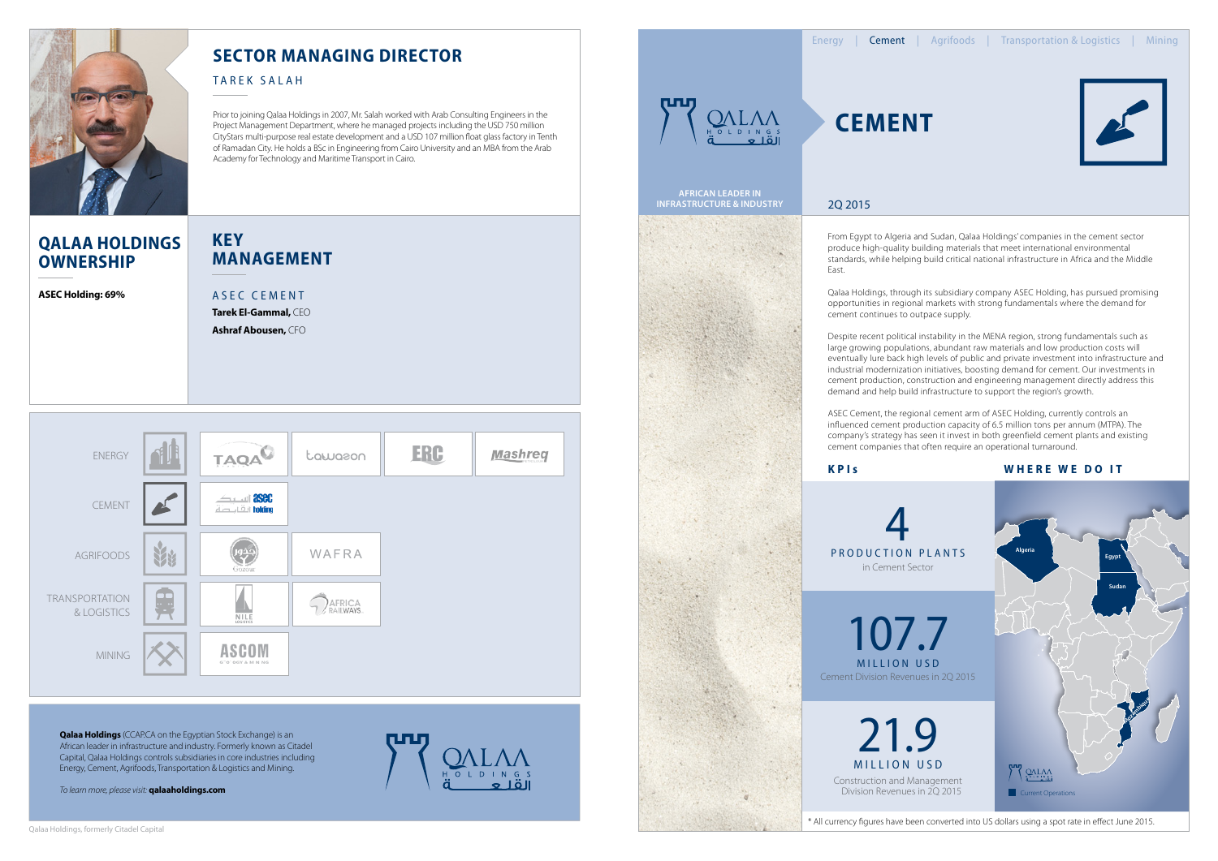## SECTOR MANAGING DIRECTOR

TAREK SALAH

Prior to joining Qalaa Holdings in 2007, Mr. Salah worked with Arab Consulting Engineers in the Project Management Department, where he managed projects including the USD 750 million CityStars multi-purpose real estate development and a USD 107 million float glass factory in Tenth of Ramadan City. He holds a BSc in Engineering from Cairo University and an MBA from the Arab Academy for Technology and Maritime Transport in Cairo.

## QALAA HOLDINGS OWNERSHIP

**ASEC Holding: 69%**

## KEY MANAGEMENT

ASEC CEMENT

**Tarek El-Gammal,** CEO

**Ashraf Abousen,** CFO

ENERGY — TAQA, tawazon, ERC, Mashreq

CEMENT — asec holding

AGRIFOODS — Gozour, WAFRA

TRANSPORTATION & LOGISTICS — NILE LOGISTICS, AFRICA RAILWAYS

MINING — ASCOM

**Qalaa Holdings** (CCAP.CA on the Egyptian Stock Exchange) is an African leader in infrastructure and industry. Formerly known as Citadel Capital, Qalaa Holdings controls subsidiaries in core industries including Energy, Cement, Agrifoods, Transportation & Logistics and Mining.

*To learn more, please visit:* **qalaaholdings.com**

Qalaa Holdings, formerly Citadel Capital

Energy | Cement | Agrifoods | Transportation & Logistics | Mining

QALAA HOLDINGS

AFRICAN LEADER IN INFRASTRUCTURE & INDUSTRY

# CEMENT

2Q 2015

From Egypt to Algeria and Sudan, Qalaa Holdings' companies in the cement sector produce high-quality building materials that meet international environmental standards, while helping build critical national infrastructure in Africa and the Middle East.

Qalaa Holdings, through its subsidiary company ASEC Holding, has pursued promising opportunities in regional markets with strong fundamentals where the demand for cement continues to outpace supply.

Despite recent political instability in the MENA region, strong fundamentals such as large growing populations, abundant raw materials and low production costs will eventually lure back high levels of public and private investment into infrastructure and industrial modernization initiatives, boosting demand for cement. Our investments in cement production, construction and engineering management directly address this demand and help build infrastructure to support the region's growth.

ASEC Cement, the regional cement arm of ASEC Holding, currently controls an influenced cement production capacity of 6.5 million tons per annum (MTPA). The company's strategy has seen it invest in both greenfield cement plants and existing cement companies that often require an operational turnaround.

## KPIs

**4**
PRODUCTION PLANTS
in Cement Sector

**107.7**
MILLION USD
Cement Division Revenues in 2Q 2015

**21.9**
MILLION USD
Construction and Management Division Revenues in 2Q 2015

## WHERE WE DO IT

Algeria
Egypt
Sudan
Mozambique

Current Operations

\* All currency figures have been converted into US dollars using a spot rate in effect June 2015.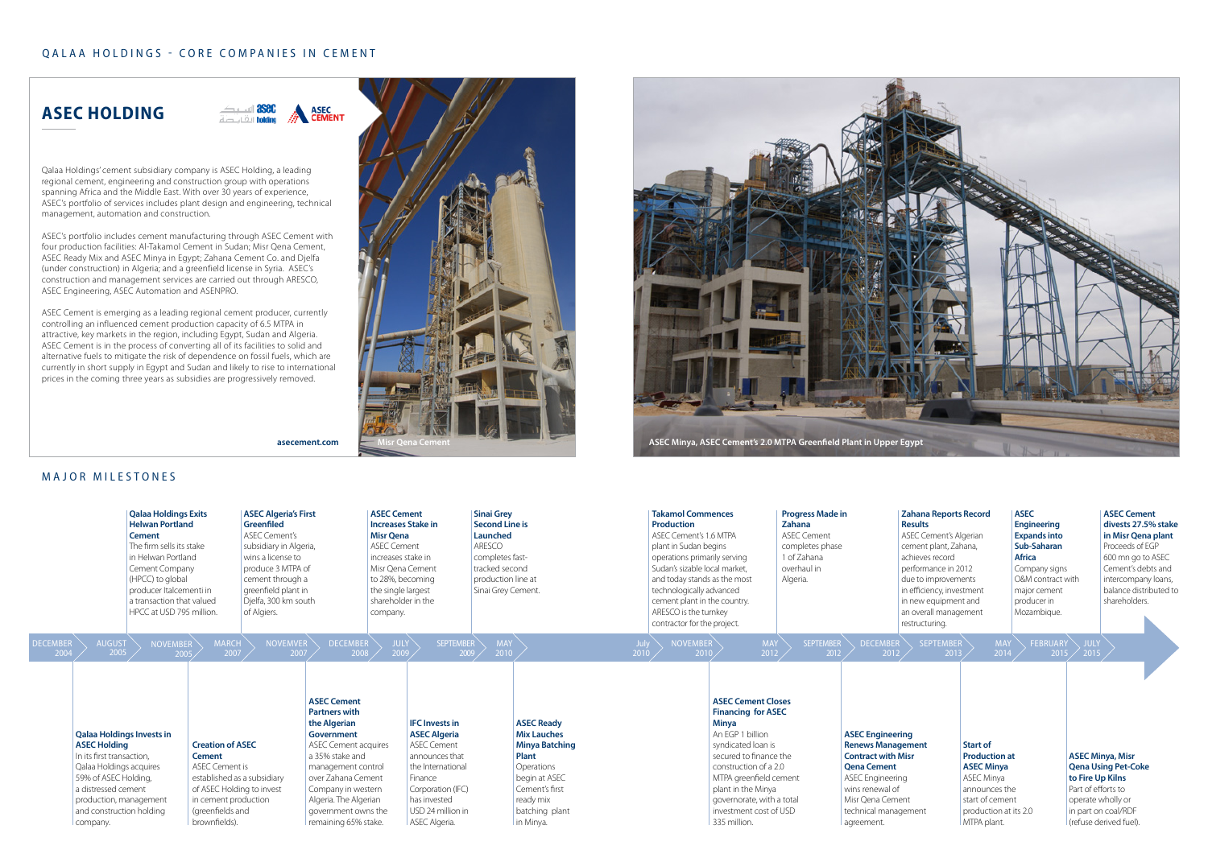# QALAA HOLDINGS - CORE COMPANIES IN CEMENT

## ASEC HOLDING

Qalaa Holdings' cement subsidiary company is ASEC Holding, a leading regional cement, engineering and construction group with operations spanning Africa and the Middle East. With over 30 years of experience, ASEC's portfolio of services includes plant design and engineering, technical management, automation and construction.

ASEC's portfolio includes cement manufacturing through ASEC Cement with four production facilities: Al-Takamol Cement in Sudan; Misr Qena Cement, ASEC Ready Mix and ASEC Minya in Egypt; Zahana Cement Co. and Djelfa (under construction) in Algeria; and a greenfield license in Syria. ASEC's construction and management services are carried out through ARESCO, ASEC Engineering, ASEC Automation and ASENPRO.

ASEC Cement is emerging as a leading regional cement producer, currently controlling an influenced cement production capacity of 6.5 MTPA in attractive, key markets in the region, including Egypt, Sudan and Algeria. ASEC Cement is in the process of converting all of its facilities to solid and alternative fuels to mitigate the risk of dependence on fossil fuels, which are currently in short supply in Egypt and Sudan and likely to rise to international prices in the coming three years as subsidies are progressively removed.

asecement.com

Misr Qena Cement

ASEC Minya, ASEC Cement's 2.0 MTPA Greenfield Plant in Upper Egypt

## MAJOR MILESTONES

**DECEMBER 2004 – Qalaa Holdings Invests in ASEC Holding**
In its first transaction, Qalaa Holdings acquires 59% of ASEC Holding, a distressed cement production, management and construction holding company.

**AUGUST 2005 – Qalaa Holdings Exits Helwan Portland Cement**
The firm sells its stake in Helwan Portland Cement Company (HPCC) to global producer Italcementi in a transaction that valued HPCC at USD 795 million.

**NOVEMBER 2005 – Creation of ASEC Cement**
ASEC Cement is established as a subsidiary of ASEC Holding to invest in cement production (greenfields and brownfields).

**MARCH 2007 – ASEC Algeria's First Greenfield**
ASEC Cement's subsidiary in Algeria, wins a license to produce 3 MTPA of cement through a greenfield plant in Djelfa, 300 km south of Algiers.

**NOVEMVER 2007 – ASEC Cement Partners with the Algerian Government**
ASEC Cement acquires a 35% stake and management control over Zahana Cement Company in western Algeria. The Algerian government owns the remaining 65% stake.

**DECEMBER 2008 – ASEC Cement Increases Stake in Misr Qena**
ASEC Cement increases stake in Misr Qena Cement to 28%, becoming the single largest shareholder in the company.

**JULY 2009 – IFC Invests in ASEC Algeria**
ASEC Cement announces that the International Finance Corporation (IFC) has invested USD 24 million in ASEC Algeria.

**SEPTEMBER 2009 – Sinai Grey Second Line is Launched**
ARESCO completes fast-tracked second production line at Sinai Grey Cement.

**MAY 2010 – ASEC Ready Mix Lauches Minya Batching Plant**
Operations begin at ASEC Cement's first ready mix batching plant in Minya.

**July 2010 – Takamol Commences Production**
ASEC Cement's 1.6 MTPA plant in Sudan begins operations primarily serving Sudan's sizable local market, and today stands as the most technologically advanced cement plant in the country. ARESCO is the turnkey contractor for the project.

**NOVEMBER 2010 – ASEC Cement Closes Financing for ASEC Minya**
An EGP 1 billion syndicated loan is secured to finance the construction of a 2.0 MTPA greenfield cement plant in the Minya governorate, with a total investment cost of USD 335 million.

**MAY 2012 – Progress Made in Zahana**
ASEC Cement completes phase 1 of Zahana overhaul in Algeria.

**SEPTEMBER 2012 – ASEC Engineering Renews Management Contract with Misr Qena Cement**
ASEC Engineering wins renewal of Misr Qena Cement technical management agreement.

**DECEMBER 2012 – Zahana Reports Record Results**
ASEC Cement's Algerian cement plant, Zahana, achieves record performance in 2012 due to improvements in efficiency, investment in new equipment and an overall management restructuring.

**SEPTEMBER 2013 – Start of Production at ASEC Minya**
ASEC Minya announces the start of cement production at its 2.0 MTPA plant.

**MAY 2014 – ASEC Engineering Expands into Sub-Saharan Africa**
Company signs O&M contract with major cement producer in Mozambique.

**FEBRUARY 2015 – ASEC Minya, Misr Qena Using Pet-Coke to Fire Up Kilns**
Part of efforts to operate wholly or in part on coal/RDF (refuse derived fuel).

**JULY 2015 – ASEC Cement divests 27.5% stake in Misr Qena plant**
Proceeds of EGP 600 mn go to ASEC Cement's debts and intercompany loans, balance distributed to shareholders.